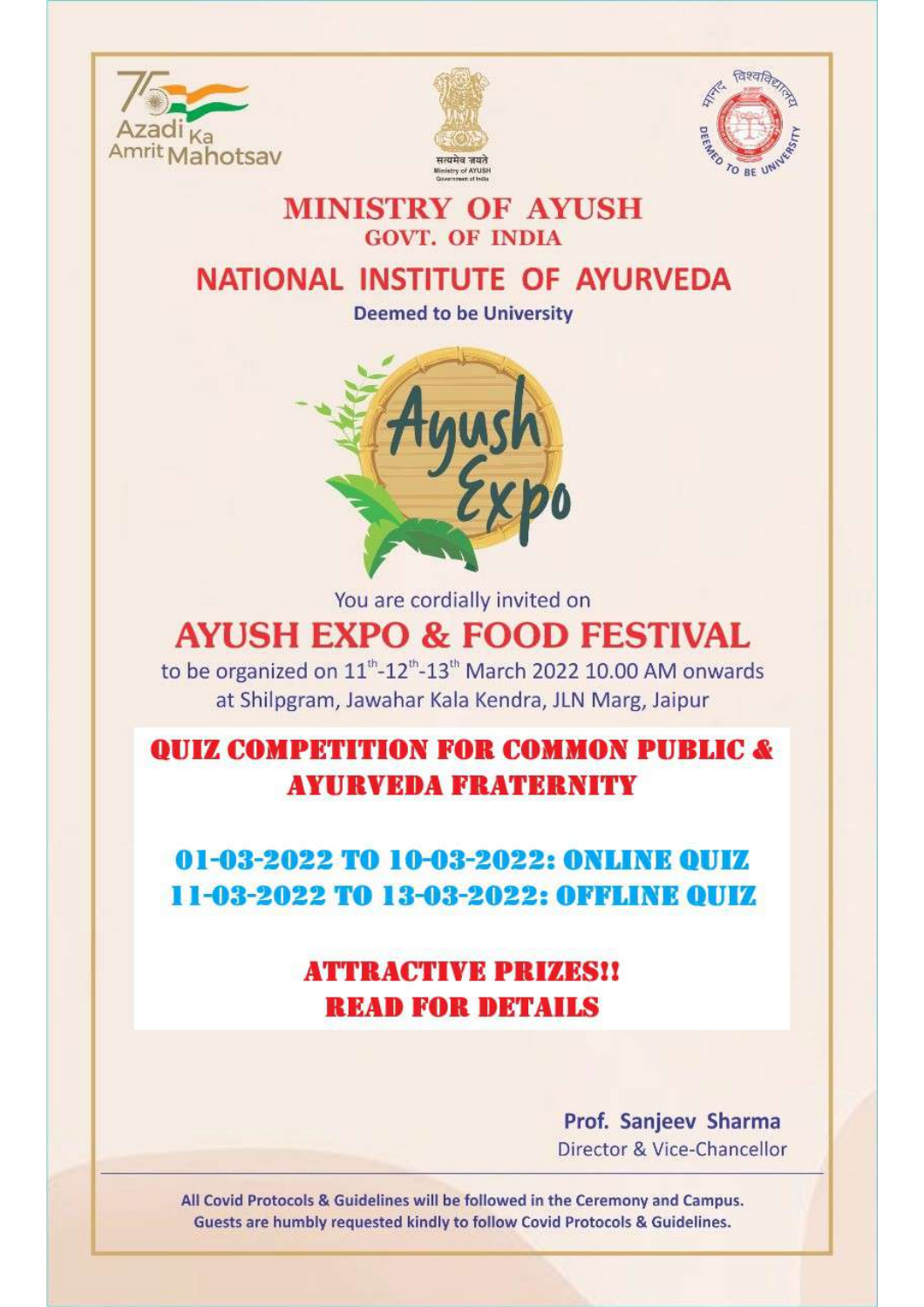Azadi Ka Amrit Mahotsav

सत्यमेव जयते
Ministry of AYUSH
Government of India

# MINISTRY OF AYUSH
## GOVT. OF INDIA

# NATIONAL INSTITUTE OF AYURVEDA

**Deemed to be University**

Ayush Expo

You are cordially invited on

# AYUSH EXPO & FOOD FESTIVAL

to be organized on 11th-12th-13th March 2022 10.00 AM onwards at Shilpgram, Jawahar Kala Kendra, JLN Marg, Jaipur

## QUIZ COMPETITION FOR COMMON PUBLIC & AYURVEDA FRATERNITY

**01-03-2022 TO 10-03-2022: ONLINE QUIZ**
**11-03-2022 TO 13-03-2022: OFFLINE QUIZ**

**ATTRACTIVE PRIZES!!**
**READ FOR DETAILS**

**Prof. Sanjeev Sharma**
Director & Vice-Chancellor

All Covid Protocols & Guidelines will be followed in the Ceremony and Campus.
Guests are humbly requested kindly to follow Covid Protocols & Guidelines.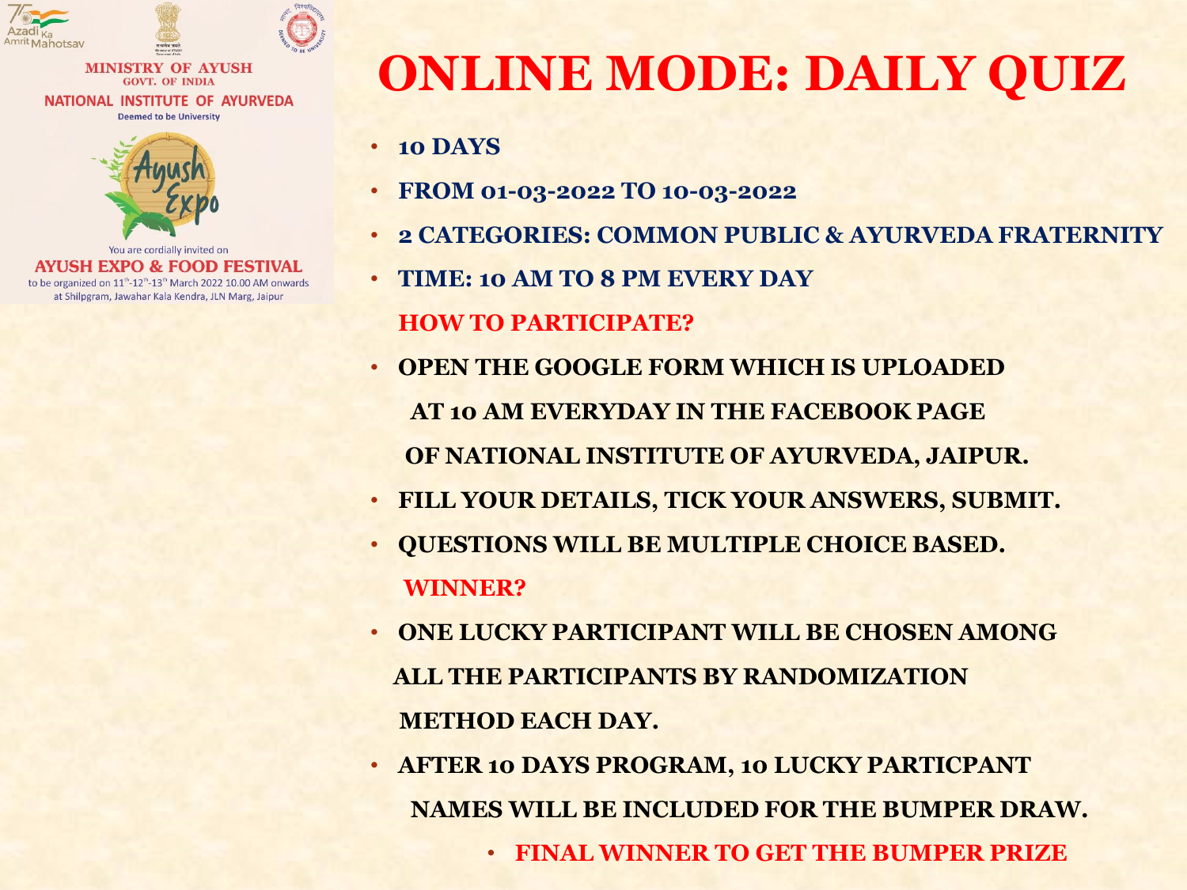MINISTRY OF AYUSH
GOVT. OF INDIA
NATIONAL INSTITUTE OF AYURVEDA
Deemed to be University

You are cordially invited on
**AYUSH EXPO & FOOD FESTIVAL**
to be organized on 11th-12th-13th March 2022 10.00 AM onwards
at Shilpgram, Jawahar Kala Kendra, JLN Marg, Jaipur

# ONLINE MODE: DAILY QUIZ

- **10 DAYS**
- **FROM 01-03-2022 TO 10-03-2022**
- **2 CATEGORIES: COMMON PUBLIC & AYURVEDA FRATERNITY**
- **TIME: 10 AM TO 8 PM EVERY DAY**

**HOW TO PARTICIPATE?**

- **OPEN THE GOOGLE FORM WHICH IS UPLOADED AT 10 AM EVERYDAY IN THE FACEBOOK PAGE OF NATIONAL INSTITUTE OF AYURVEDA, JAIPUR.**
- **FILL YOUR DETAILS, TICK YOUR ANSWERS, SUBMIT.**
- **QUESTIONS WILL BE MULTIPLE CHOICE BASED.**

**WINNER?**

- **ONE LUCKY PARTICIPANT WILL BE CHOSEN AMONG ALL THE PARTICIPANTS BY RANDOMIZATION METHOD EACH DAY.**
- **AFTER 10 DAYS PROGRAM, 10 LUCKY PARTICPANT NAMES WILL BE INCLUDED FOR THE BUMPER DRAW.**
  - **FINAL WINNER TO GET THE BUMPER PRIZE**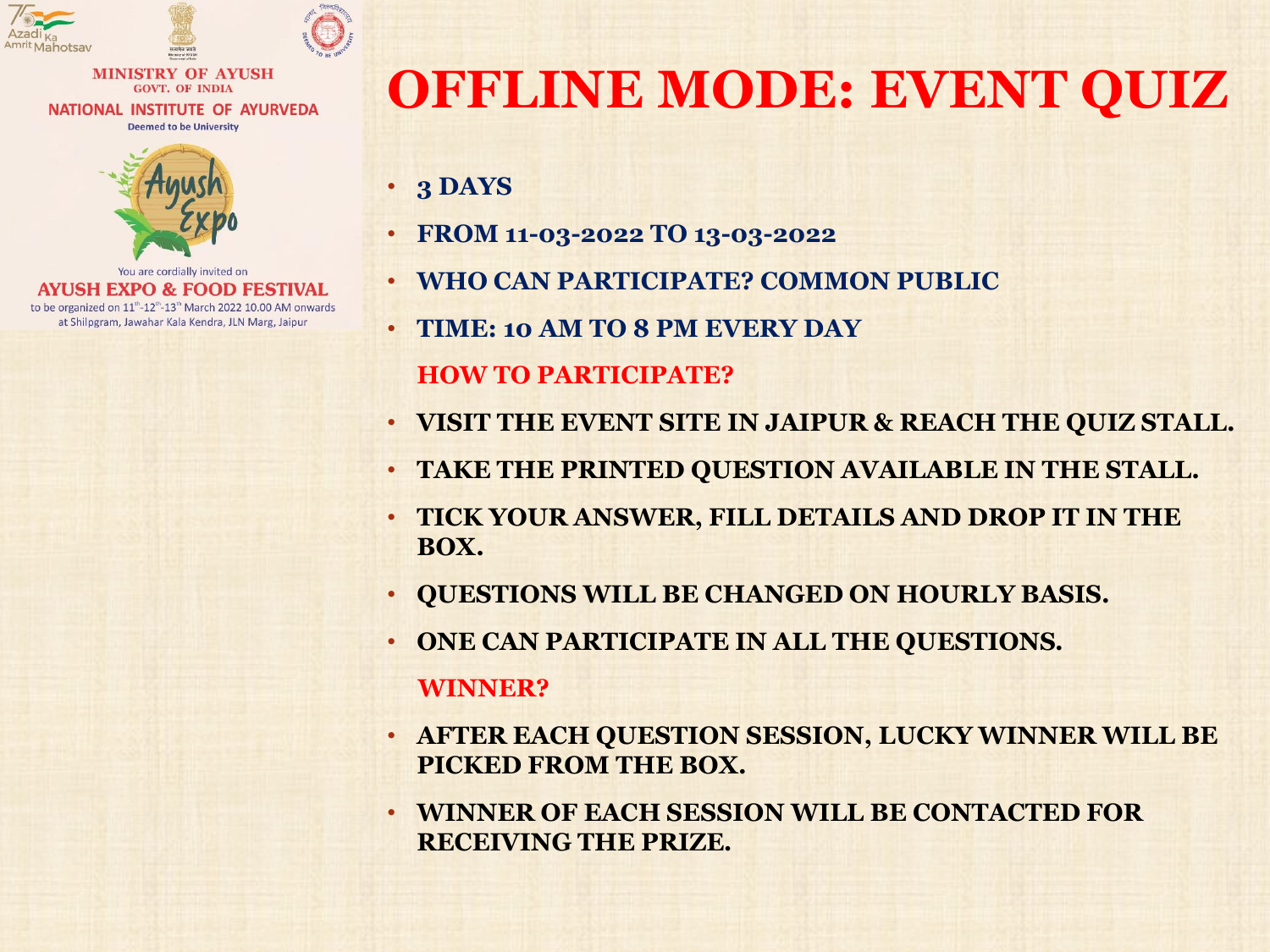MINISTRY OF AYUSH
GOVT. OF INDIA
NATIONAL INSTITUTE OF AYURVEDA
Deemed to be University

You are cordially invited on
AYUSH EXPO & FOOD FESTIVAL
to be organized on 11th-12th-13th March 2022 10.00 AM onwards
at Shilpgram, Jawahar Kala Kendra, JLN Marg, Jaipur

# OFFLINE MODE: EVENT QUIZ

- **3 DAYS**
- **FROM 11-03-2022 TO 13-03-2022**
- **WHO CAN PARTICIPATE? COMMON PUBLIC**
- **TIME: 10 AM TO 8 PM EVERY DAY**

**HOW TO PARTICIPATE?**

- **VISIT THE EVENT SITE IN JAIPUR & REACH THE QUIZ STALL.**
- **TAKE THE PRINTED QUESTION AVAILABLE IN THE STALL.**
- **TICK YOUR ANSWER, FILL DETAILS AND DROP IT IN THE BOX.**
- **QUESTIONS WILL BE CHANGED ON HOURLY BASIS.**
- **ONE CAN PARTICIPATE IN ALL THE QUESTIONS.**

**WINNER?**

- **AFTER EACH QUESTION SESSION, LUCKY WINNER WILL BE PICKED FROM THE BOX.**
- **WINNER OF EACH SESSION WILL BE CONTACTED FOR RECEIVING THE PRIZE.**